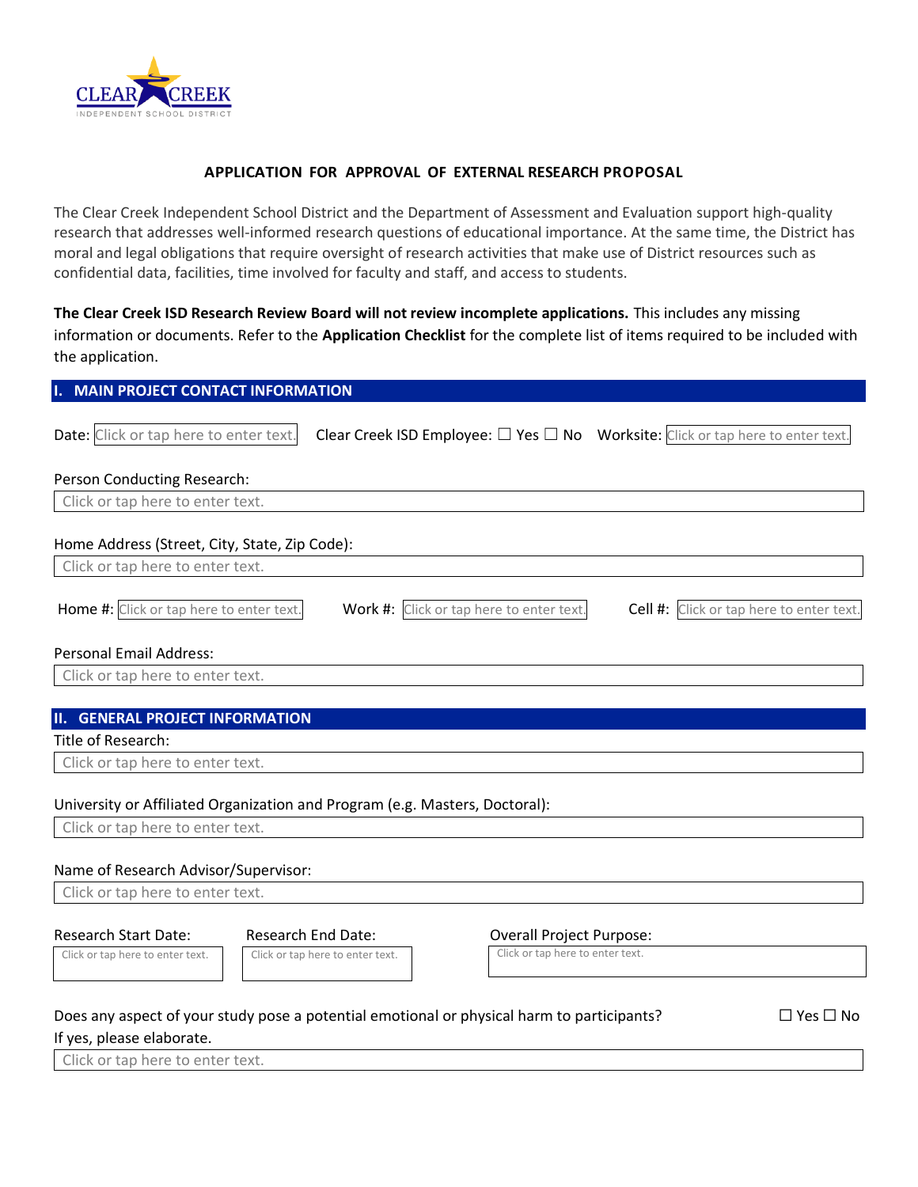CLEAR CREEK INDEPENDENT SCHOOL DISTRICT

# APPLICATION FOR APPROVAL OF EXTERNAL RESEARCH PROPOSAL

The Clear Creek Independent School District and the Department of Assessment and Evaluation support high-quality research that addresses well-informed research questions of educational importance. At the same time, the District has moral and legal obligations that require oversight of research activities that make use of District resources such as confidential data, facilities, time involved for faculty and staff, and access to students.

**The Clear Creek ISD Research Review Board will not review incomplete applications.** This includes any missing information or documents. Refer to the **Application Checklist** for the complete list of items required to be included with the application.

## I. MAIN PROJECT CONTACT INFORMATION

Date: Click or tap here to enter text. Clear Creek ISD Employee: ☐ Yes ☐ No Worksite: Click or tap here to enter text.

Person Conducting Research:

Click or tap here to enter text.

Home Address (Street, City, State, Zip Code):

Click or tap here to enter text.

Home #: Click or tap here to enter text. Work #: Click or tap here to enter text. Cell #: Click or tap here to enter text.

Personal Email Address:

Click or tap here to enter text.

## II. GENERAL PROJECT INFORMATION

Title of Research:

Click or tap here to enter text.

University or Affiliated Organization and Program (e.g. Masters, Doctoral):

Click or tap here to enter text.

Name of Research Advisor/Supervisor:

Click or tap here to enter text.

Research Start Date: Click or tap here to enter text.

Research End Date: Click or tap here to enter text.

Overall Project Purpose: Click or tap here to enter text.

Does any aspect of your study pose a potential emotional or physical harm to participants? ☐ Yes ☐ No

If yes, please elaborate.

Click or tap here to enter text.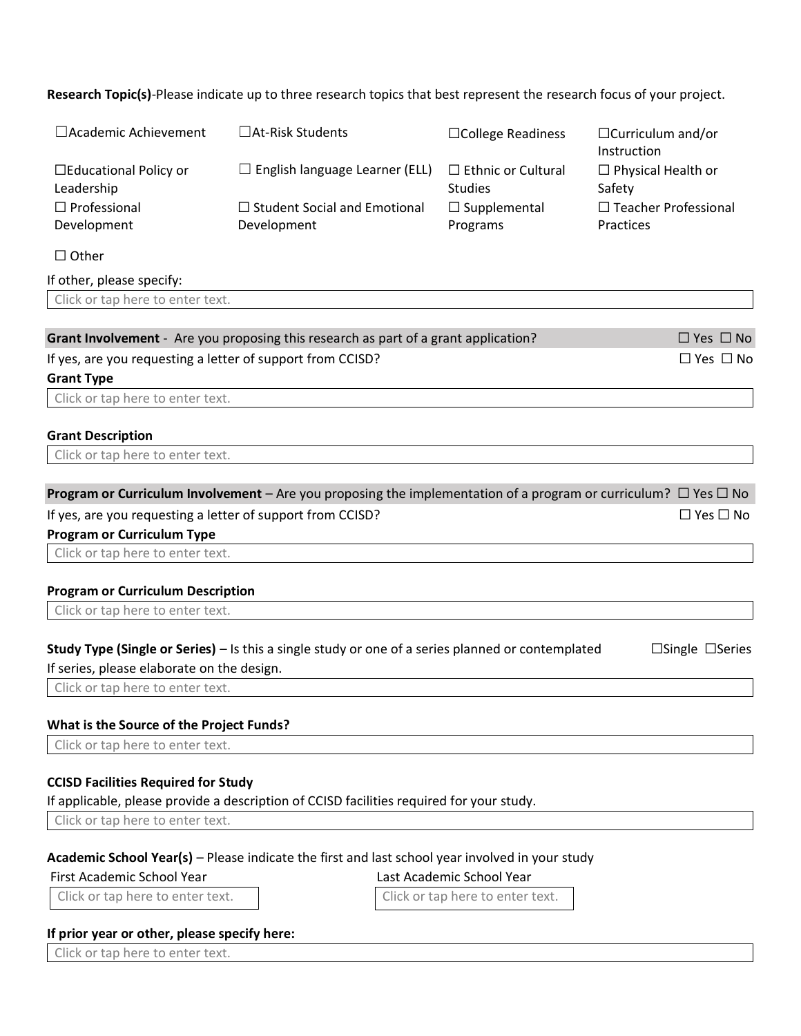**Research Topic(s)**-Please indicate up to three research topics that best represent the research focus of your project.

| | | | |
|---|---|---|---|
| ☐Academic Achievement | ☐At-Risk Students | ☐College Readiness | ☐Curriculum and/or Instruction |
| ☐Educational Policy or Leadership | ☐ English language Learner (ELL) | ☐ Ethnic or Cultural Studies | ☐ Physical Health or Safety |
| ☐ Professional Development | ☐ Student Social and Emotional Development | ☐ Supplemental Programs | ☐ Teacher Professional Practices |

☐ Other

If other, please specify:

Click or tap here to enter text.

**Grant Involvement** - Are you proposing this research as part of a grant application? ☐ Yes ☐ No

If yes, are you requesting a letter of support from CCISD? ☐ Yes ☐ No

**Grant Type**

Click or tap here to enter text.

**Grant Description**

Click or tap here to enter text.

**Program or Curriculum Involvement** – Are you proposing the implementation of a program or curriculum? ☐ Yes ☐ No

If yes, are you requesting a letter of support from CCISD? ☐ Yes ☐ No

**Program or Curriculum Type**

Click or tap here to enter text.

**Program or Curriculum Description**

Click or tap here to enter text.

**Study Type (Single or Series)** – Is this a single study or one of a series planned or contemplated ☐Single ☐Series

If series, please elaborate on the design.

Click or tap here to enter text.

**What is the Source of the Project Funds?**

Click or tap here to enter text.

**CCISD Facilities Required for Study**

If applicable, please provide a description of CCISD facilities required for your study.

Click or tap here to enter text.

**Academic School Year(s)** – Please indicate the first and last school year involved in your study

| First Academic School Year | Last Academic School Year |
|---|---|
| Click or tap here to enter text. | Click or tap here to enter text. |

**If prior year or other, please specify here:**

Click or tap here to enter text.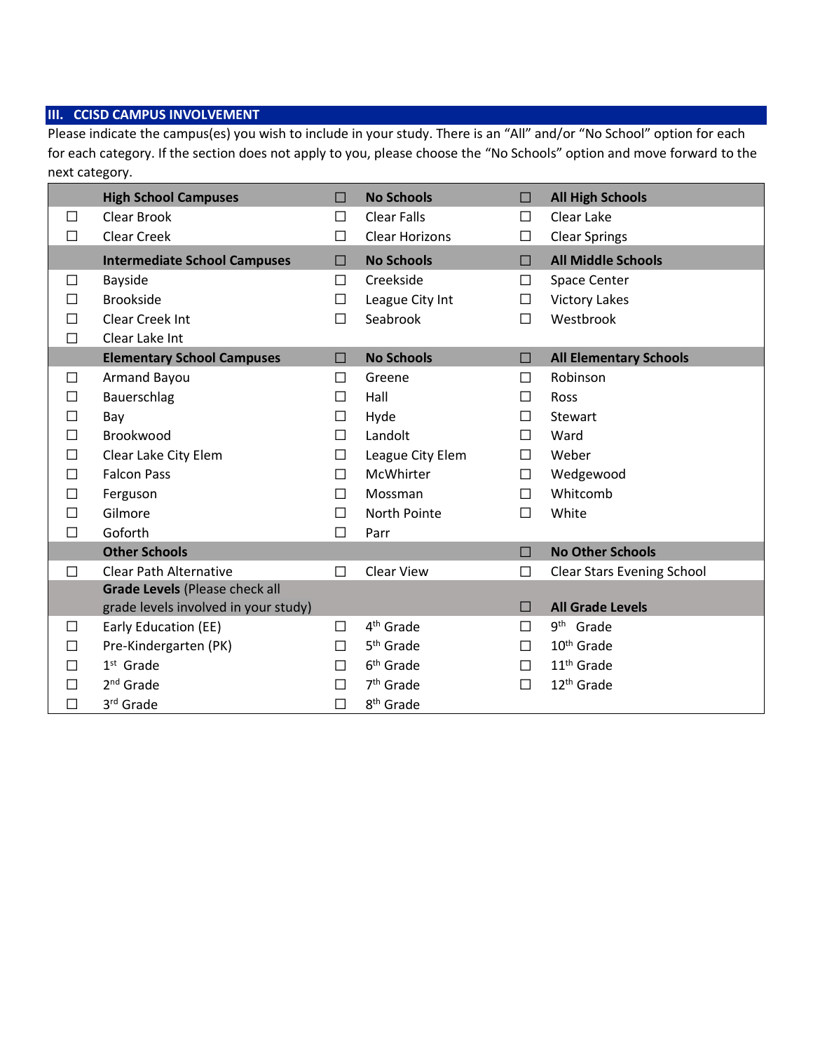## III. CCISD CAMPUS INVOLVEMENT

Please indicate the campus(es) you wish to include in your study. There is an "All" and/or "No School" option for each for each category. If the section does not apply to you, please choose the "No Schools" option and move forward to the next category.

| | | | | | |
|---|---|---|---|---|---|
| | **High School Campuses** | ☐ | **No Schools** | ☐ | **All High Schools** |
| ☐ | Clear Brook | ☐ | Clear Falls | ☐ | Clear Lake |
| ☐ | Clear Creek | ☐ | Clear Horizons | ☐ | Clear Springs |
| | **Intermediate School Campuses** | ☐ | **No Schools** | ☐ | **All Middle Schools** |
| ☐ | Bayside | ☐ | Creekside | ☐ | Space Center |
| ☐ | Brookside | ☐ | League City Int | ☐ | Victory Lakes |
| ☐ | Clear Creek Int | ☐ | Seabrook | ☐ | Westbrook |
| ☐ | Clear Lake Int | | | | |
| | **Elementary School Campuses** | ☐ | **No Schools** | ☐ | **All Elementary Schools** |
| ☐ | Armand Bayou | ☐ | Greene | ☐ | Robinson |
| ☐ | Bauerschlag | ☐ | Hall | ☐ | Ross |
| ☐ | Bay | ☐ | Hyde | ☐ | Stewart |
| ☐ | Brookwood | ☐ | Landolt | ☐ | Ward |
| ☐ | Clear Lake City Elem | ☐ | League City Elem | ☐ | Weber |
| ☐ | Falcon Pass | ☐ | McWhirter | ☐ | Wedgewood |
| ☐ | Ferguson | ☐ | Mossman | ☐ | Whitcomb |
| ☐ | Gilmore | ☐ | North Pointe | ☐ | White |
| ☐ | Goforth | ☐ | Parr | | |
| | **Other Schools** | | | ☐ | **No Other Schools** |
| ☐ | Clear Path Alternative | ☐ | Clear View | ☐ | Clear Stars Evening School |
| | **Grade Levels** (Please check all grade levels involved in your study) | | | ☐ | **All Grade Levels** |
| ☐ | Early Education (EE) | ☐ | 4th Grade | ☐ | 9th Grade |
| ☐ | Pre-Kindergarten (PK) | ☐ | 5th Grade | ☐ | 10th Grade |
| ☐ | 1st Grade | ☐ | 6th Grade | ☐ | 11th Grade |
| ☐ | 2nd Grade | ☐ | 7th Grade | ☐ | 12th Grade |
| ☐ | 3rd Grade | ☐ | 8th Grade | | |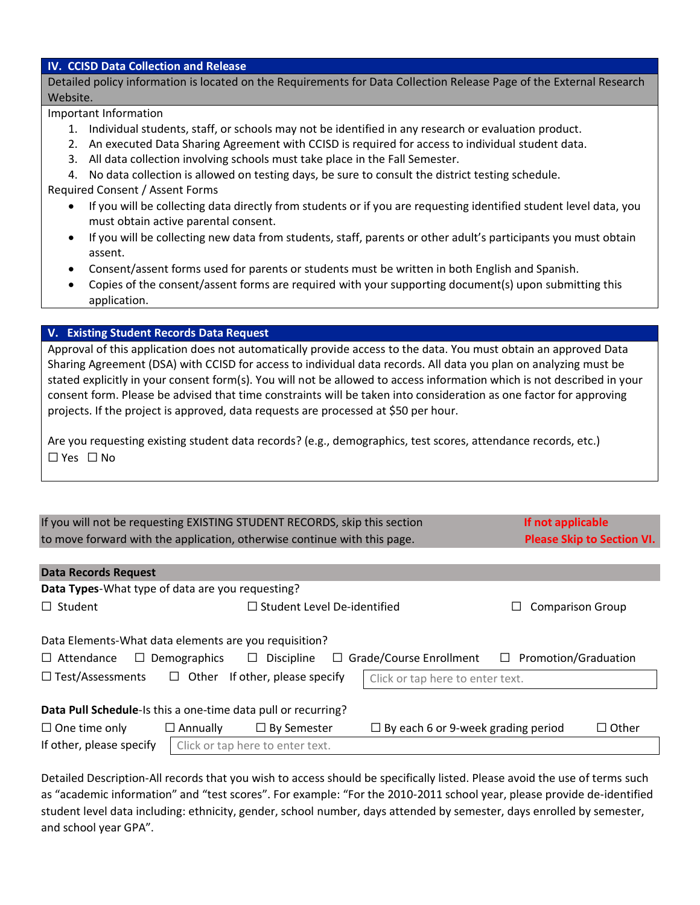## IV. CCISD Data Collection and Release

Detailed policy information is located on the Requirements for Data Collection Release Page of the External Research Website.

Important Information

1. Individual students, staff, or schools may not be identified in any research or evaluation product.
2. An executed Data Sharing Agreement with CCISD is required for access to individual student data.
3. All data collection involving schools must take place in the Fall Semester.
4. No data collection is allowed on testing days, be sure to consult the district testing schedule.

Required Consent / Assent Forms

- If you will be collecting data directly from students or if you are requesting identified student level data, you must obtain active parental consent.
- If you will be collecting new data from students, staff, parents or other adult's participants you must obtain assent.
- Consent/assent forms used for parents or students must be written in both English and Spanish.
- Copies of the consent/assent forms are required with your supporting document(s) upon submitting this application.

## V. Existing Student Records Data Request

Approval of this application does not automatically provide access to the data. You must obtain an approved Data Sharing Agreement (DSA) with CCISD for access to individual data records. All data you plan on analyzing must be stated explicitly in your consent form(s). You will not be allowed to access information which is not described in your consent form. Please be advised that time constraints will be taken into consideration as one factor for approving projects. If the project is approved, data requests are processed at $50 per hour.

Are you requesting existing student data records? (e.g., demographics, test scores, attendance records, etc.)

☐ Yes ☐ No

If you will not be requesting EXISTING STUDENT RECORDS, skip this section to move forward with the application, otherwise continue with this page. **If not applicable Please Skip to Section VI.**

### Data Records Request

**Data Types**-What type of data are you requesting?

☐ Student ☐ Student Level De-identified ☐ Comparison Group

Data Elements-What data elements are you requisition?

☐ Attendance ☐ Demographics ☐ Discipline ☐ Grade/Course Enrollment ☐ Promotion/Graduation

☐ Test/Assessments ☐ Other If other, please specify: Click or tap here to enter text.

**Data Pull Schedule**-Is this a one-time data pull or recurring?

☐ One time only ☐ Annually ☐ By Semester ☐ By each 6 or 9-week grading period ☐ Other

If other, please specify: Click or tap here to enter text.

Detailed Description-All records that you wish to access should be specifically listed. Please avoid the use of terms such as "academic information" and "test scores". For example: "For the 2010-2011 school year, please provide de-identified student level data including: ethnicity, gender, school number, days attended by semester, days enrolled by semester, and school year GPA".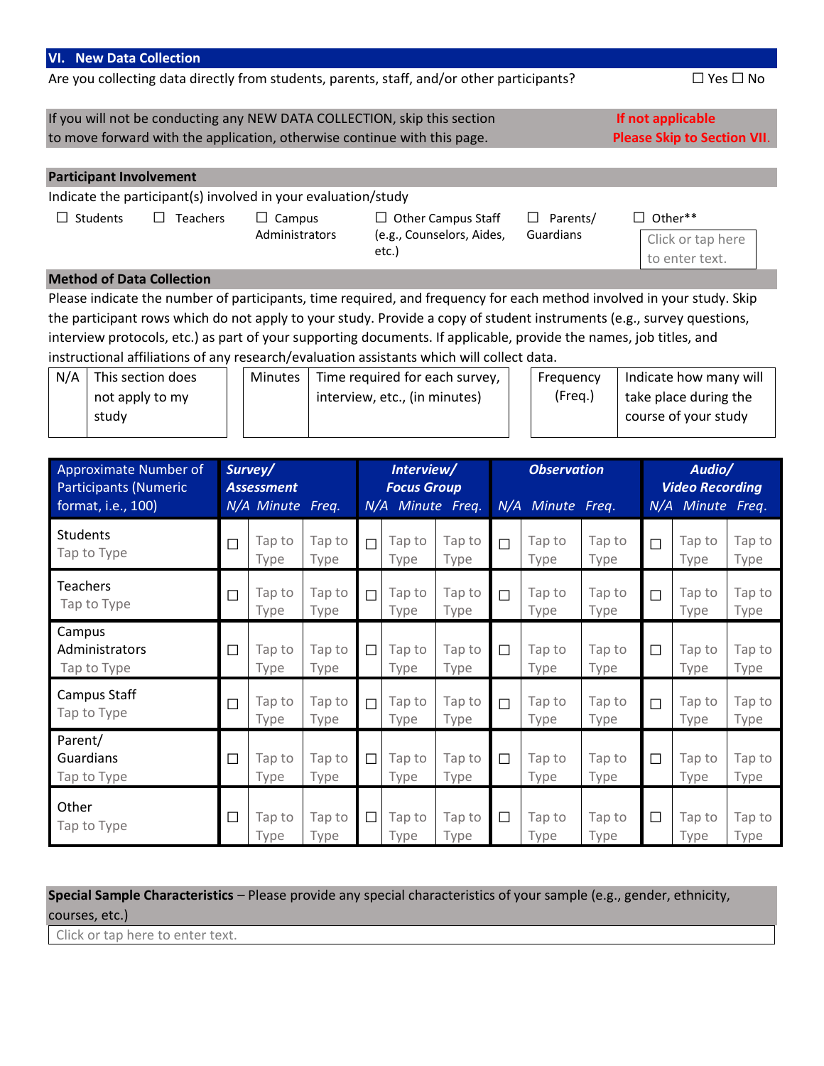## VI. New Data Collection

Are you collecting data directly from students, parents, staff, and/or other participants? ☐ Yes ☐ No

If you will not be conducting any NEW DATA COLLECTION, skip this section to move forward with the application, otherwise continue with this page.

**If not applicable Please Skip to Section VII.**

### Participant Involvement

Indicate the participant(s) involved in your evaluation/study

☐ Students ☐ Teachers ☐ Campus Administrators ☐ Other Campus Staff (e.g., Counselors, Aides, etc.) ☐ Parents/ Guardians ☐ Other** Click or tap here to enter text.

### Method of Data Collection

Please indicate the number of participants, time required, and frequency for each method involved in your study. Skip the participant rows which do not apply to your study. Provide a copy of student instruments (e.g., survey questions, interview protocols, etc.) as part of your supporting documents. If applicable, provide the names, job titles, and instructional affiliations of any research/evaluation assistants which will collect data.

| N/A | This section does not apply to my study | Minutes | Time required for each survey, interview, etc., (in minutes) | Frequency (Freq.) | Indicate how many will take place during the course of your study |
|---|---|---|---|---|---|

| Approximate Number of Participants (Numeric format, i.e., 100) | *Survey/ Assessment* | | | *Interview/ Focus Group* | | | *Observation* | | | *Audio/ Video Recording* | | |
|---|---|---|---|---|---|---|---|---|---|---|---|---|
| | *N/A* | *Minute* | *Freq.* | *N/A* | *Minute* | *Freq.* | *N/A* | *Minute* | *Freq.* | *N/A* | *Minute* | *Freq.* |
| Students Tap to Type | ☐ | Tap to Type | Tap to Type | ☐ | Tap to Type | Tap to Type | ☐ | Tap to Type | Tap to Type | ☐ | Tap to Type | Tap to Type |
| Teachers Tap to Type | ☐ | Tap to Type | Tap to Type | ☐ | Tap to Type | Tap to Type | ☐ | Tap to Type | Tap to Type | ☐ | Tap to Type | Tap to Type |
| Campus Administrators Tap to Type | ☐ | Tap to Type | Tap to Type | ☐ | Tap to Type | Tap to Type | ☐ | Tap to Type | Tap to Type | ☐ | Tap to Type | Tap to Type |
| Campus Staff Tap to Type | ☐ | Tap to Type | Tap to Type | ☐ | Tap to Type | Tap to Type | ☐ | Tap to Type | Tap to Type | ☐ | Tap to Type | Tap to Type |
| Parent/ Guardians Tap to Type | ☐ | Tap to Type | Tap to Type | ☐ | Tap to Type | Tap to Type | ☐ | Tap to Type | Tap to Type | ☐ | Tap to Type | Tap to Type |
| Other Tap to Type | ☐ | Tap to Type | Tap to Type | ☐ | Tap to Type | Tap to Type | ☐ | Tap to Type | Tap to Type | ☐ | Tap to Type | Tap to Type |

**Special Sample Characteristics** – Please provide any special characteristics of your sample (e.g., gender, ethnicity, courses, etc.)

Click or tap here to enter text.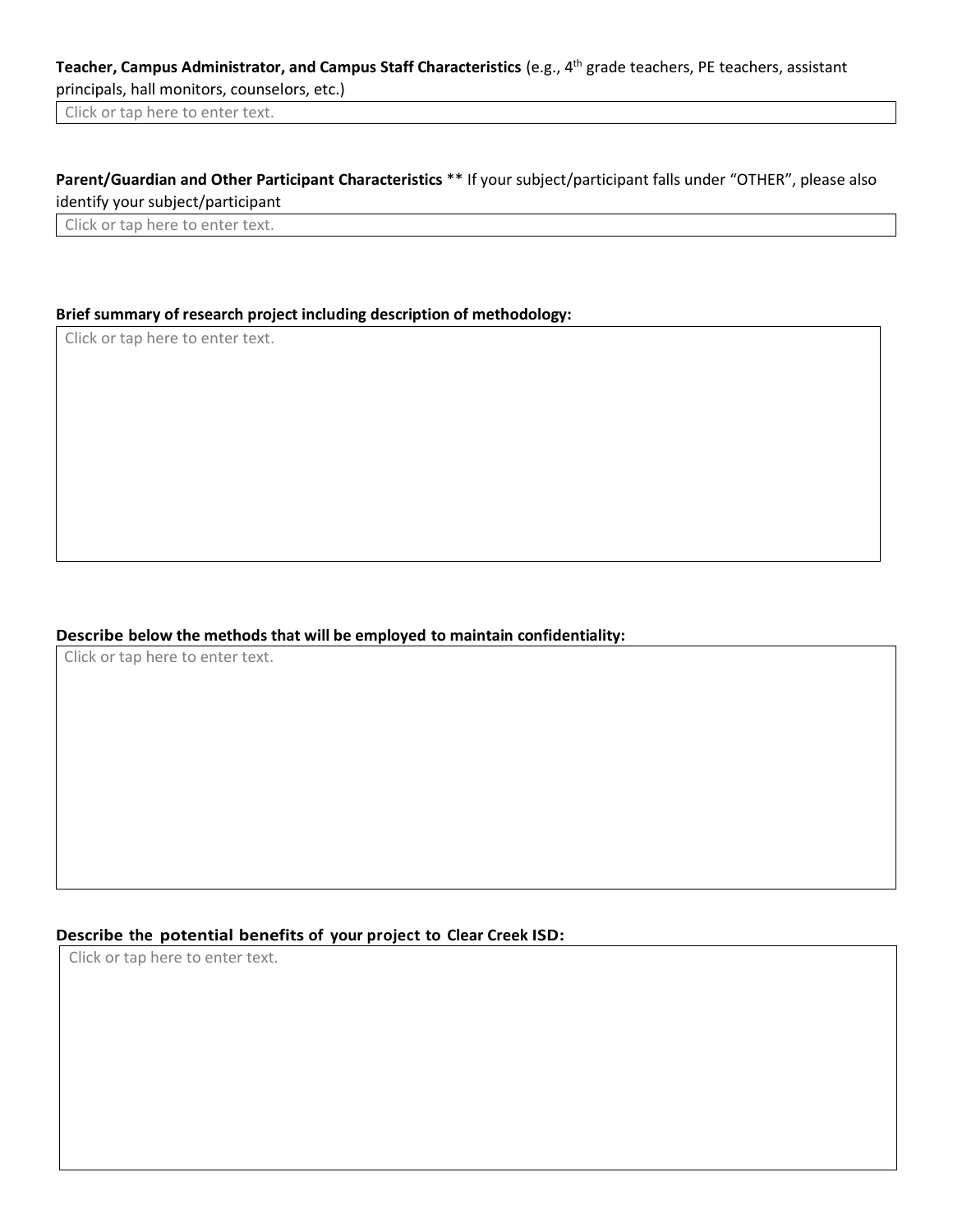**Teacher, Campus Administrator, and Campus Staff Characteristics** (e.g., 4th grade teachers, PE teachers, assistant principals, hall monitors, counselors, etc.)

Click or tap here to enter text.

**Parent/Guardian and Other Participant Characteristics** ** If your subject/participant falls under "OTHER", please also identify your subject/participant

Click or tap here to enter text.

**Brief summary of research project including description of methodology:**

Click or tap here to enter text.

**Describe below the methods that will be employed to maintain confidentiality:**

Click or tap here to enter text.

**Describe the potential benefits of your project to Clear Creek ISD:**

Click or tap here to enter text.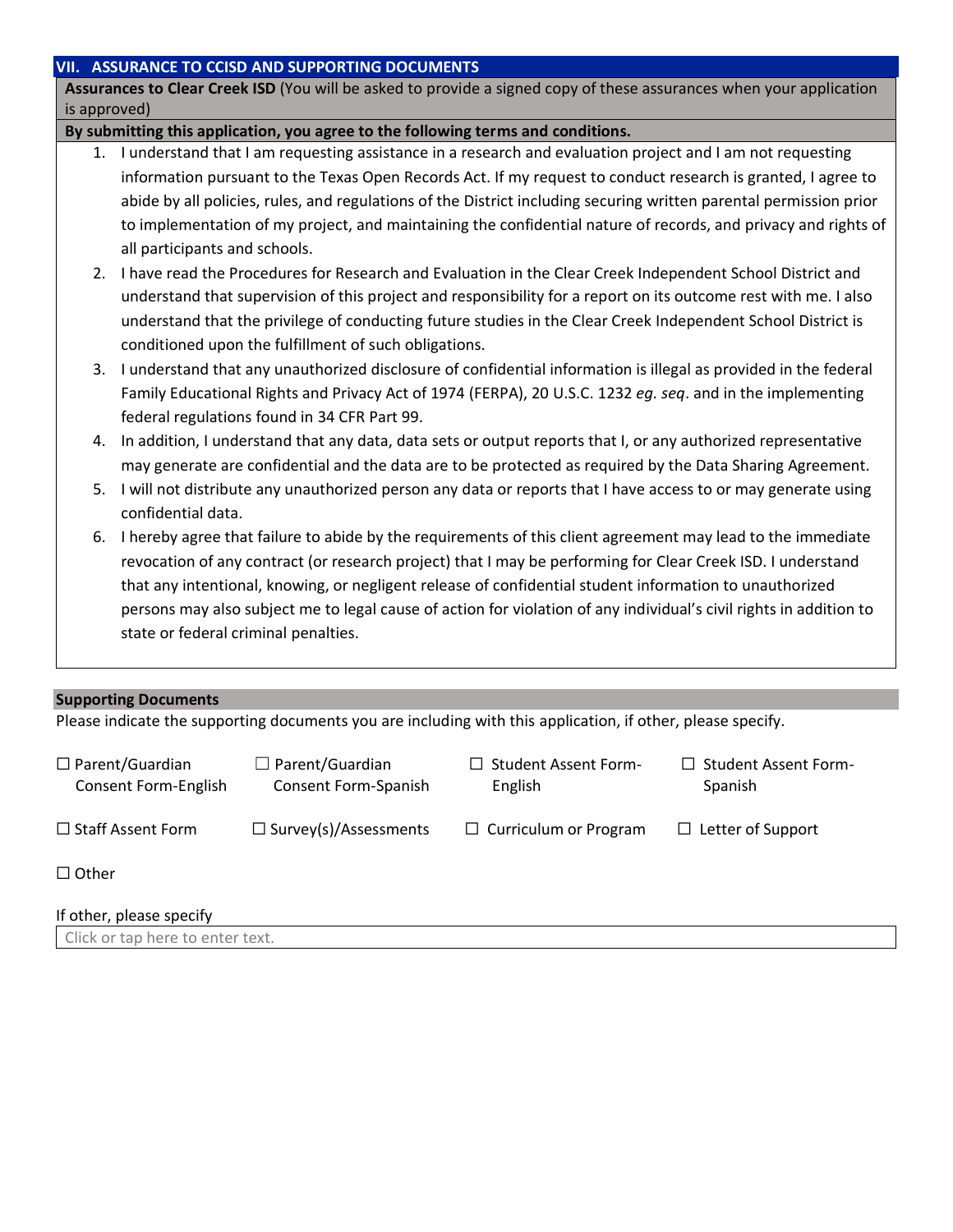## VII. ASSURANCE TO CCISD AND SUPPORTING DOCUMENTS

**Assurances to Clear Creek ISD** (You will be asked to provide a signed copy of these assurances when your application is approved)

**By submitting this application, you agree to the following terms and conditions.**

1. I understand that I am requesting assistance in a research and evaluation project and I am not requesting information pursuant to the Texas Open Records Act. If my request to conduct research is granted, I agree to abide by all policies, rules, and regulations of the District including securing written parental permission prior to implementation of my project, and maintaining the confidential nature of records, and privacy and rights of all participants and schools.
2. I have read the Procedures for Research and Evaluation in the Clear Creek Independent School District and understand that supervision of this project and responsibility for a report on its outcome rest with me. I also understand that the privilege of conducting future studies in the Clear Creek Independent School District is conditioned upon the fulfillment of such obligations.
3. I understand that any unauthorized disclosure of confidential information is illegal as provided in the federal Family Educational Rights and Privacy Act of 1974 (FERPA), 20 U.S.C. 1232 *eg. seq*. and in the implementing federal regulations found in 34 CFR Part 99.
4. In addition, I understand that any data, data sets or output reports that I, or any authorized representative may generate are confidential and the data are to be protected as required by the Data Sharing Agreement.
5. I will not distribute any unauthorized person any data or reports that I have access to or may generate using confidential data.
6. I hereby agree that failure to abide by the requirements of this client agreement may lead to the immediate revocation of any contract (or research project) that I may be performing for Clear Creek ISD. I understand that any intentional, knowing, or negligent release of confidential student information to unauthorized persons may also subject me to legal cause of action for violation of any individual's civil rights in addition to state or federal criminal penalties.

### Supporting Documents

Please indicate the supporting documents you are including with this application, if other, please specify.

☐ Parent/Guardian Consent Form-English ☐ Parent/Guardian Consent Form-Spanish ☐ Student Assent Form-English ☐ Student Assent Form-Spanish

☐ Staff Assent Form ☐ Survey(s)/Assessments ☐ Curriculum or Program ☐ Letter of Support

☐ Other

If other, please specify

Click or tap here to enter text.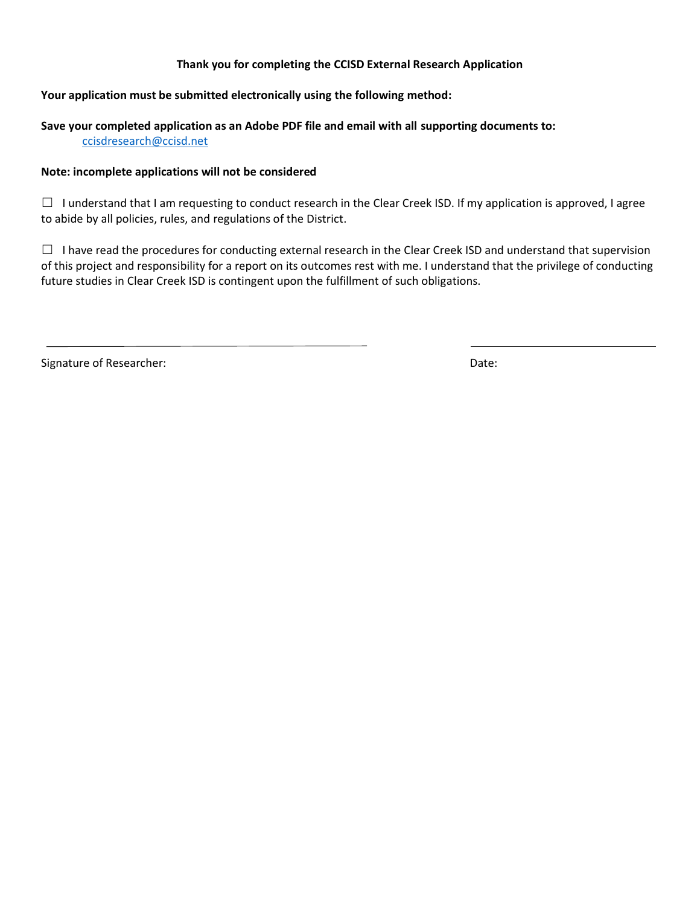**Thank you for completing the CCISD External Research Application**

**Your application must be submitted electronically using the following method:**

**Save your completed application as an Adobe PDF file and email with all supporting documents to:**
ccisdresearch@ccisd.net

**Note: incomplete applications will not be considered**

☐ I understand that I am requesting to conduct research in the Clear Creek ISD. If my application is approved, I agree to abide by all policies, rules, and regulations of the District.

☐ I have read the procedures for conducting external research in the Clear Creek ISD and understand that supervision of this project and responsibility for a report on its outcomes rest with me. I understand that the privilege of conducting future studies in Clear Creek ISD is contingent upon the fulfillment of such obligations.

Signature of Researcher: ______________________________ Date: ____________________